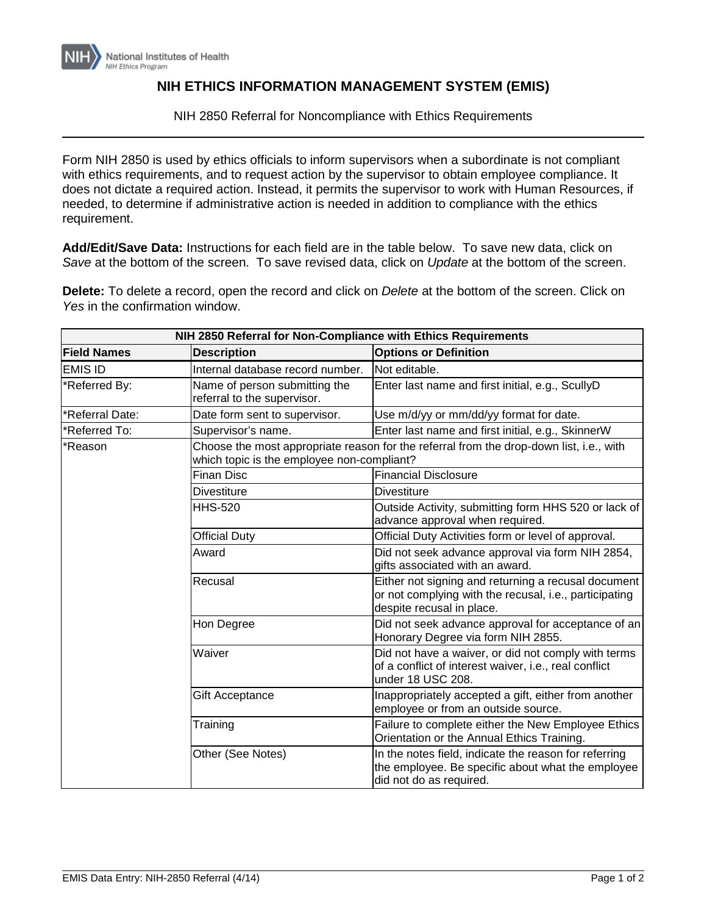# NIH ETHICS INFORMATION MANAGEMENT SYSTEM (EMIS)

NIH 2850 Referral for Noncompliance with Ethics Requirements

Form NIH 2850 is used by ethics officials to inform supervisors when a subordinate is not compliant with ethics requirements, and to request action by the supervisor to obtain employee compliance. It does not dictate a required action. Instead, it permits the supervisor to work with Human Resources, if needed, to determine if administrative action is needed in addition to compliance with the ethics requirement.

**Add/Edit/Save Data:** Instructions for each field are in the table below. To save new data, click on *Save* at the bottom of the screen. To save revised data, click on *Update* at the bottom of the screen.

**Delete:** To delete a record, open the record and click on *Delete* at the bottom of the screen. Click on *Yes* in the confirmation window.

| NIH 2850 Referral for Non-Compliance with Ethics Requirements | | |
|---|---|---|
| **Field Names** | **Description** | **Options or Definition** |
| EMIS ID | Internal database record number. | Not editable. |
| *Referred By: | Name of person submitting the referral to the supervisor. | Enter last name and first initial, e.g., ScullyD |
| *Referral Date: | Date form sent to supervisor. | Use m/d/yy or mm/dd/yy format for date. |
| *Referred To: | Supervisor's name. | Enter last name and first initial, e.g., SkinnerW |
| *Reason | Choose the most appropriate reason for the referral from the drop-down list, i.e., with which topic is the employee non-compliant? | |
| | Finan Disc | Financial Disclosure |
| | Divestiture | Divestiture |
| | HHS-520 | Outside Activity, submitting form HHS 520 or lack of advance approval when required. |
| | Official Duty | Official Duty Activities form or level of approval. |
| | Award | Did not seek advance approval via form NIH 2854, gifts associated with an award. |
| | Recusal | Either not signing and returning a recusal document or not complying with the recusal, i.e., participating despite recusal in place. |
| | Hon Degree | Did not seek advance approval for acceptance of an Honorary Degree via form NIH 2855. |
| | Waiver | Did not have a waiver, or did not comply with terms of a conflict of interest waiver, i.e., real conflict under 18 USC 208. |
| | Gift Acceptance | Inappropriately accepted a gift, either from another employee or from an outside source. |
| | Training | Failure to complete either the New Employee Ethics Orientation or the Annual Ethics Training. |
| | Other (See Notes) | In the notes field, indicate the reason for referring the employee. Be specific about what the employee did not do as required. |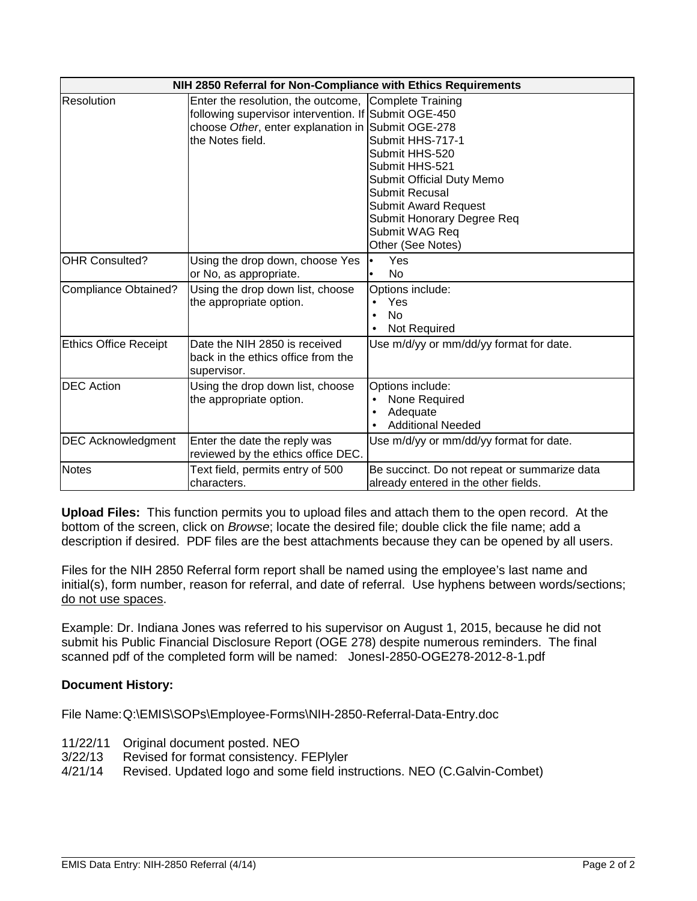| NIH 2850 Referral for Non-Compliance with Ethics Requirements | | |
|---|---|---|
| Resolution | Enter the resolution, the outcome, following supervisor intervention. If choose *Other*, enter explanation in the Notes field. | Complete Training<br>Submit OGE-450<br>Submit OGE-278<br>Submit HHS-717-1<br>Submit HHS-520<br>Submit HHS-521<br>Submit Official Duty Memo<br>Submit Recusal<br>Submit Award Request<br>Submit Honorary Degree Req<br>Submit WAG Req<br>Other (See Notes) |
| OHR Consulted? | Using the drop down, choose Yes or No, as appropriate. | • Yes<br>• No |
| Compliance Obtained? | Using the drop down list, choose the appropriate option. | Options include:<br>• Yes<br>• No<br>• Not Required |
| Ethics Office Receipt | Date the NIH 2850 is received back in the ethics office from the supervisor. | Use m/d/yy or mm/dd/yy format for date. |
| DEC Action | Using the drop down list, choose the appropriate option. | Options include:<br>• None Required<br>• Adequate<br>• Additional Needed |
| DEC Acknowledgment | Enter the date the reply was reviewed by the ethics office DEC. | Use m/d/yy or mm/dd/yy format for date. |
| Notes | Text field, permits entry of 500 characters. | Be succinct. Do not repeat or summarize data already entered in the other fields. |

**Upload Files:** This function permits you to upload files and attach them to the open record. At the bottom of the screen, click on *Browse*; locate the desired file; double click the file name; add a description if desired. PDF files are the best attachments because they can be opened by all users.

Files for the NIH 2850 Referral form report shall be named using the employee's last name and initial(s), form number, reason for referral, and date of referral. Use hyphens between words/sections; <u>do not use spaces</u>.

Example: Dr. Indiana Jones was referred to his supervisor on August 1, 2015, because he did not submit his Public Financial Disclosure Report (OGE 278) despite numerous reminders. The final scanned pdf of the completed form will be named: JonesI-2850-OGE278-2012-8-1.pdf

**Document History:**

File Name: Q:\EMIS\SOPs\Employee-Forms\NIH-2850-Referral-Data-Entry.doc

11/22/11 Original document posted. NEO
3/22/13 Revised for format consistency. FEPlyler
4/21/14 Revised. Updated logo and some field instructions. NEO (C.Galvin-Combet)